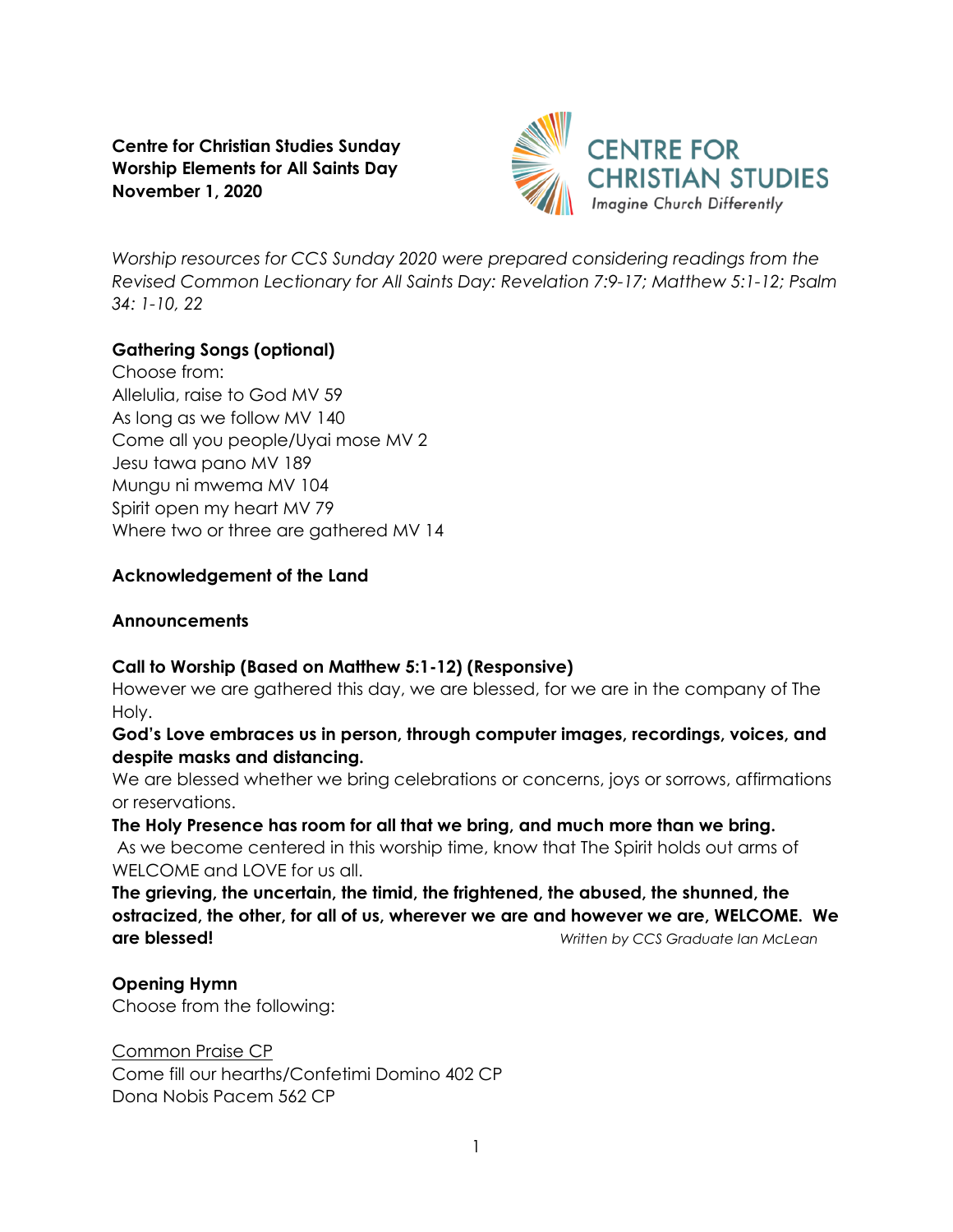**Centre for Christian Studies Sunday**
**Worship Elements for All Saints Day**
**November 1, 2020**

CENTRE FOR CHRISTIAN STUDIES
*Imagine Church Differently*

*Worship resources for CCS Sunday 2020 were prepared considering readings from the Revised Common Lectionary for All Saints Day: Revelation 7:9-17; Matthew 5:1-12; Psalm 34: 1-10, 22*

**Gathering Songs (optional)**

Choose from:
Allelulia, raise to God MV 59
As long as we follow MV 140
Come all you people/Uyai mose MV 2
Jesu tawa pano MV 189
Mungu ni mwema MV 104
Spirit open my heart MV 79
Where two or three are gathered MV 14

**Acknowledgement of the Land**

**Announcements**

**Call to Worship (Based on Matthew 5:1-12) (Responsive)**

However we are gathered this day, we are blessed, for we are in the company of The Holy.

**God's Love embraces us in person, through computer images, recordings, voices, and despite masks and distancing.**

We are blessed whether we bring celebrations or concerns, joys or sorrows, affirmations or reservations.

**The Holy Presence has room for all that we bring, and much more than we bring.**

As we become centered in this worship time, know that The Spirit holds out arms of WELCOME and LOVE for us all.

**The grieving, the uncertain, the timid, the frightened, the abused, the shunned, the ostracized, the other, for all of us, wherever we are and however we are, WELCOME. We are blessed!**

*Written by CCS Graduate Ian McLean*

**Opening Hymn**

Choose from the following:

Common Praise CP
Come fill our hearths/Confetimi Domino 402 CP
Dona Nobis Pacem 562 CP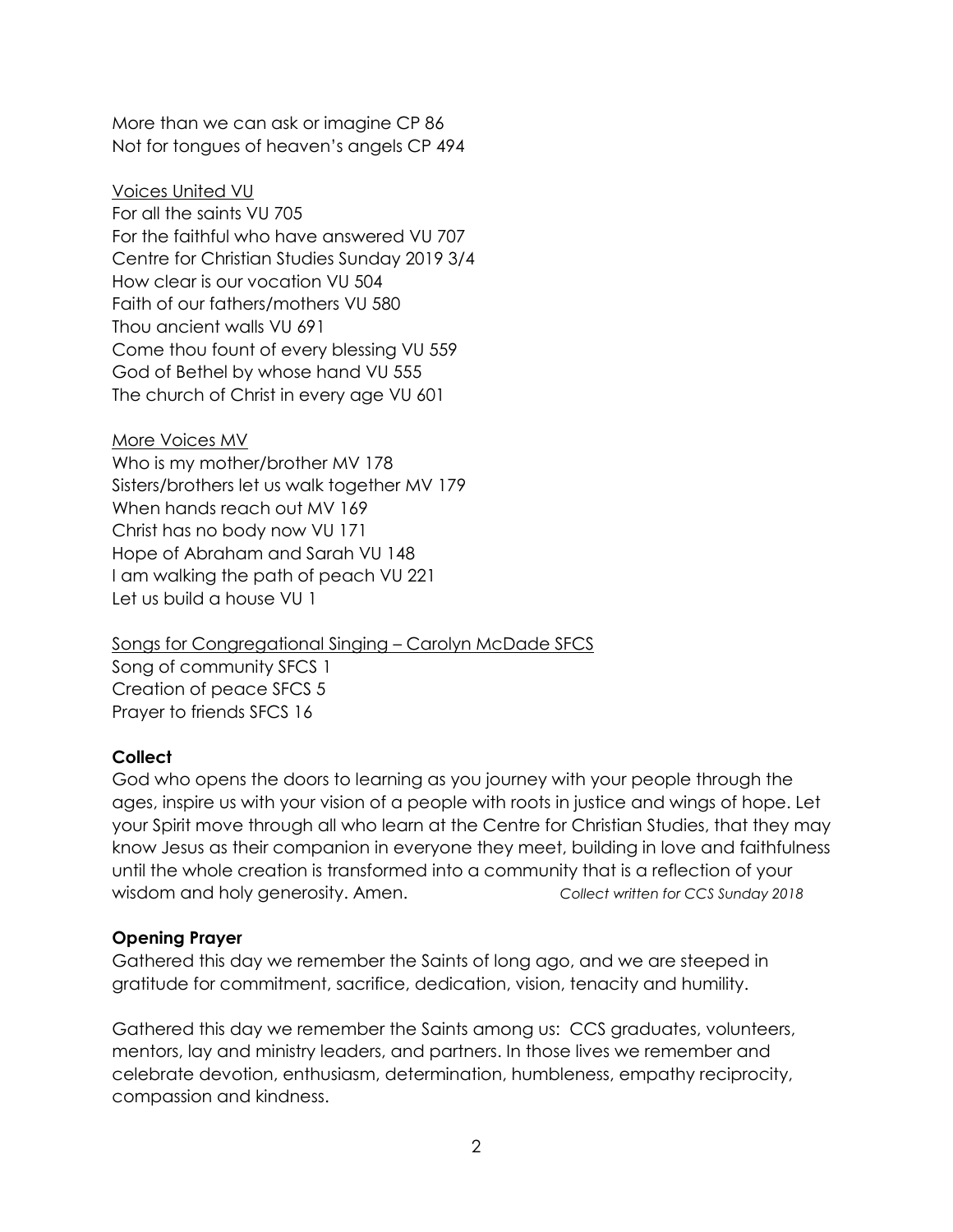More than we can ask or imagine CP 86
Not for tongues of heaven's angels CP 494

<u>Voices United VU</u>
For all the saints VU 705
For the faithful who have answered VU 707
Centre for Christian Studies Sunday 2019 3/4
How clear is our vocation VU 504
Faith of our fathers/mothers VU 580
Thou ancient walls VU 691
Come thou fount of every blessing VU 559
God of Bethel by whose hand VU 555
The church of Christ in every age VU 601

<u>More Voices MV</u>
Who is my mother/brother MV 178
Sisters/brothers let us walk together MV 179
When hands reach out MV 169
Christ has no body now VU 171
Hope of Abraham and Sarah VU 148
I am walking the path of peach VU 221
Let us build a house VU 1

<u>Songs for Congregational Singing – Carolyn McDade SFCS</u>
Song of community SFCS 1
Creation of peace SFCS 5
Prayer to friends SFCS 16

**Collect**

God who opens the doors to learning as you journey with your people through the ages, inspire us with your vision of a people with roots in justice and wings of hope. Let your Spirit move through all who learn at the Centre for Christian Studies, that they may know Jesus as their companion in everyone they meet, building in love and faithfulness until the whole creation is transformed into a community that is a reflection of your wisdom and holy generosity. Amen. *Collect written for CCS Sunday 2018*

**Opening Prayer**

Gathered this day we remember the Saints of long ago, and we are steeped in gratitude for commitment, sacrifice, dedication, vision, tenacity and humility.

Gathered this day we remember the Saints among us: CCS graduates, volunteers, mentors, lay and ministry leaders, and partners. In those lives we remember and celebrate devotion, enthusiasm, determination, humbleness, empathy reciprocity, compassion and kindness.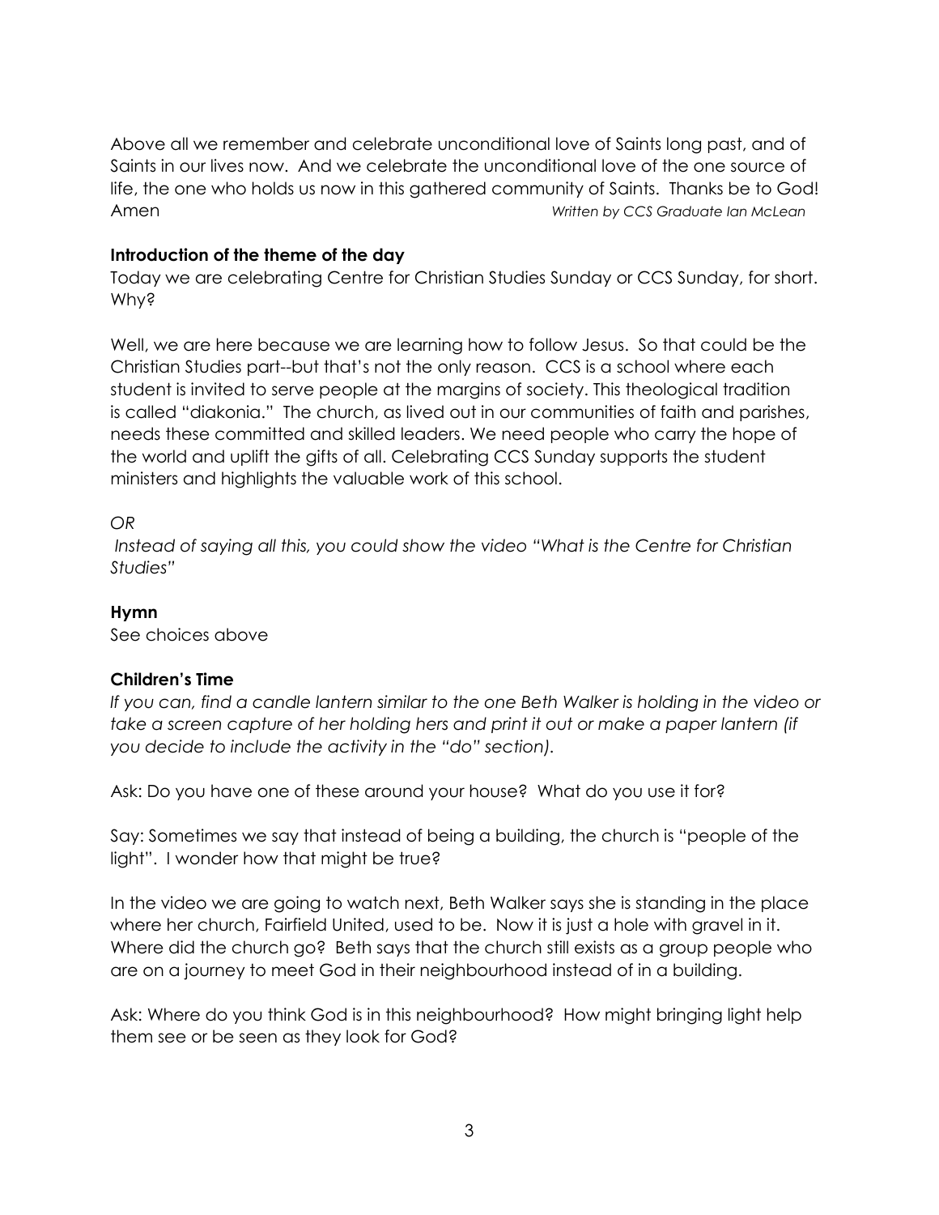Above all we remember and celebrate unconditional love of Saints long past, and of Saints in our lives now. And we celebrate the unconditional love of the one source of life, the one who holds us now in this gathered community of Saints. Thanks be to God! Amen *Written by CCS Graduate Ian McLean*

**Introduction of the theme of the day**

Today we are celebrating Centre for Christian Studies Sunday or CCS Sunday, for short. Why?

Well, we are here because we are learning how to follow Jesus. So that could be the Christian Studies part--but that's not the only reason. CCS is a school where each student is invited to serve people at the margins of society. This theological tradition is called "diakonia." The church, as lived out in our communities of faith and parishes, needs these committed and skilled leaders. We need people who carry the hope of the world and uplift the gifts of all. Celebrating CCS Sunday supports the student ministers and highlights the valuable work of this school.

*OR*

*Instead of saying all this, you could show the video "What is the Centre for Christian Studies"*

**Hymn**

See choices above

**Children's Time**

*If you can, find a candle lantern similar to the one Beth Walker is holding in the video or take a screen capture of her holding hers and print it out or make a paper lantern (if you decide to include the activity in the "do" section).*

Ask: Do you have one of these around your house? What do you use it for?

Say: Sometimes we say that instead of being a building, the church is "people of the light". I wonder how that might be true?

In the video we are going to watch next, Beth Walker says she is standing in the place where her church, Fairfield United, used to be. Now it is just a hole with gravel in it. Where did the church go? Beth says that the church still exists as a group people who are on a journey to meet God in their neighbourhood instead of in a building.

Ask: Where do you think God is in this neighbourhood? How might bringing light help them see or be seen as they look for God?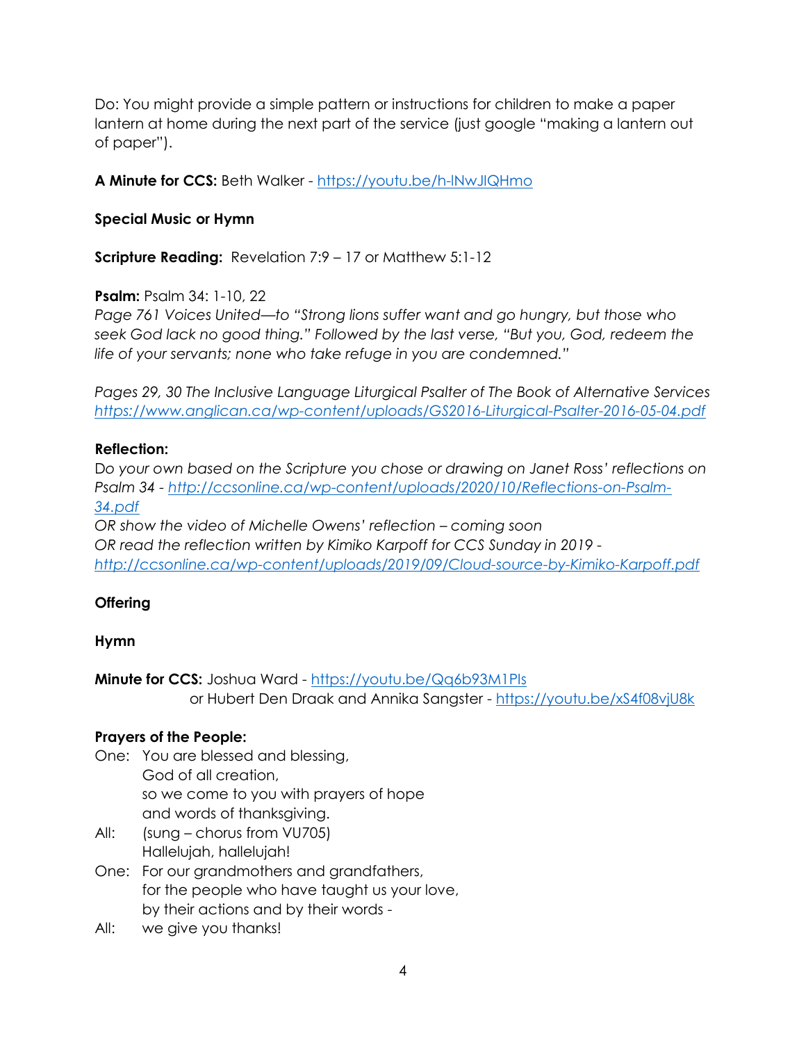Do: You might provide a simple pattern or instructions for children to make a paper lantern at home during the next part of the service (just google "making a lantern out of paper").

**A Minute for CCS:** Beth Walker - https://youtu.be/h-lNwJlQHmo

**Special Music or Hymn**

**Scripture Reading:** Revelation 7:9 – 17 or Matthew 5:1-12

**Psalm:** Psalm 34: 1-10, 22
*Page 761 Voices United—to "Strong lions suffer want and go hungry, but those who seek God lack no good thing." Followed by the last verse, "But you, God, redeem the life of your servants; none who take refuge in you are condemned."*

*Pages 29, 30 The Inclusive Language Liturgical Psalter of The Book of Alternative Services https://www.anglican.ca/wp-content/uploads/GS2016-Liturgical-Psalter-2016-05-04.pdf*

**Reflection:**
*Do your own based on the Scripture you chose or drawing on Janet Ross' reflections on Psalm 34 - http://ccsonline.ca/wp-content/uploads/2020/10/Reflections-on-Psalm-34.pdf*
*OR show the video of Michelle Owens' reflection – coming soon*
*OR read the reflection written by Kimiko Karpoff for CCS Sunday in 2019 - http://ccsonline.ca/wp-content/uploads/2019/09/Cloud-source-by-Kimiko-Karpoff.pdf*

**Offering**

**Hymn**

**Minute for CCS:** Joshua Ward - https://youtu.be/Qq6b93M1PIs
or Hubert Den Draak and Annika Sangster - https://youtu.be/xS4f08vjU8k

**Prayers of the People:**

One: You are blessed and blessing,
God of all creation,
so we come to you with prayers of hope
and words of thanksgiving.

All: (sung – chorus from VU705)
Hallelujah, hallelujah!

One: For our grandmothers and grandfathers,
for the people who have taught us your love,
by their actions and by their words -

All: we give you thanks!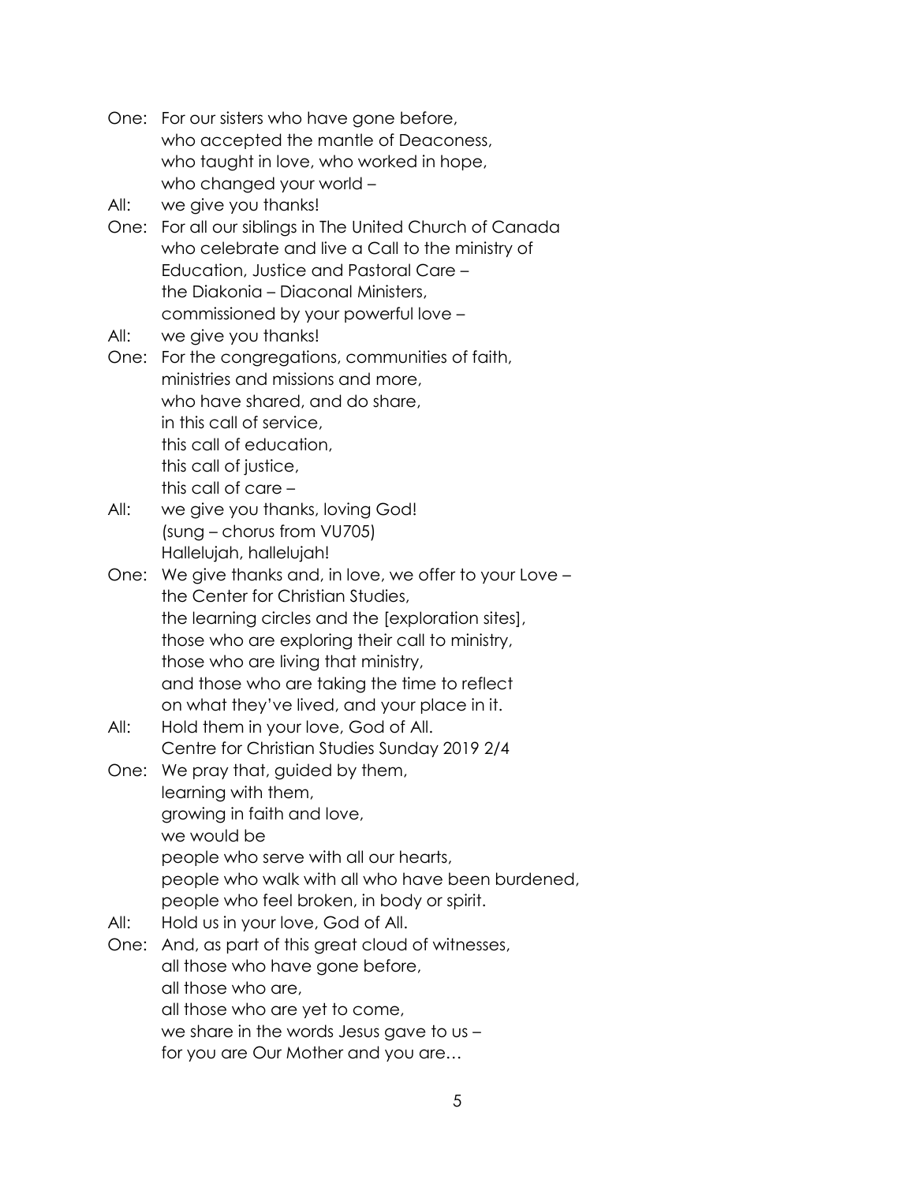One: For our sisters who have gone before,
who accepted the mantle of Deaconess,
who taught in love, who worked in hope,
who changed your world –

All: we give you thanks!

One: For all our siblings in The United Church of Canada
who celebrate and live a Call to the ministry of
Education, Justice and Pastoral Care –
the Diakonia – Diaconal Ministers,
commissioned by your powerful love –

All: we give you thanks!

One: For the congregations, communities of faith,
ministries and missions and more,
who have shared, and do share,
in this call of service,
this call of education,
this call of justice,
this call of care –

All: we give you thanks, loving God!
(sung – chorus from VU705)
Hallelujah, hallelujah!

One: We give thanks and, in love, we offer to your Love –
the Center for Christian Studies,
the learning circles and the [exploration sites],
those who are exploring their call to ministry,
those who are living that ministry,
and those who are taking the time to reflect
on what they've lived, and your place in it.

All: Hold them in your love, God of All.

One: We pray that, guided by them,
learning with them,
growing in faith and love,
we would be
people who serve with all our hearts,
people who walk with all who have been burdened,
people who feel broken, in body or spirit.

All: Hold us in your love, God of All.

One: And, as part of this great cloud of witnesses,
all those who have gone before,
all those who are,
all those who are yet to come,
we share in the words Jesus gave to us –
for you are Our Mother and you are…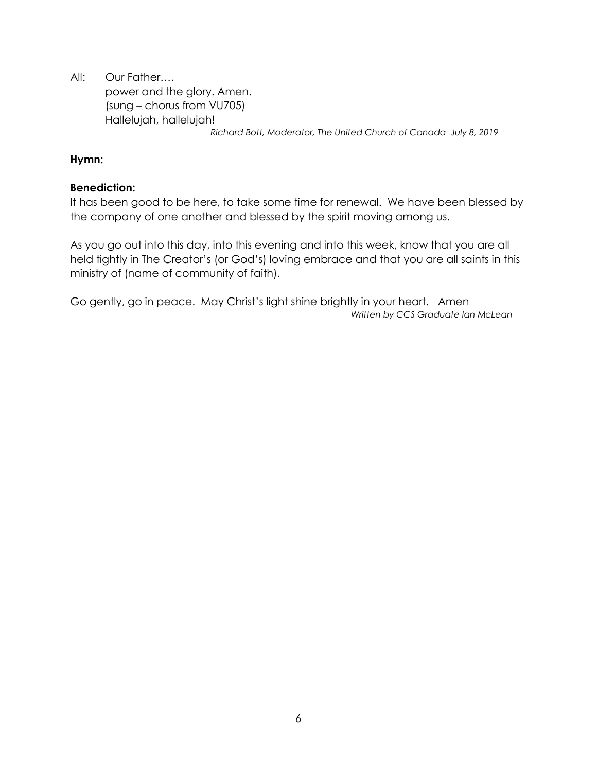All: Our Father….
power and the glory. Amen.
(sung – chorus from VU705)
Hallelujah, hallelujah!

*Richard Bott, Moderator, The United Church of Canada July 8, 2019*

**Hymn:**

**Benediction:**
It has been good to be here, to take some time for renewal. We have been blessed by the company of one another and blessed by the spirit moving among us.

As you go out into this day, into this evening and into this week, know that you are all held tightly in The Creator's (or God's) loving embrace and that you are all saints in this ministry of (name of community of faith).

Go gently, go in peace. May Christ's light shine brightly in your heart. Amen

*Written by CCS Graduate Ian McLean*